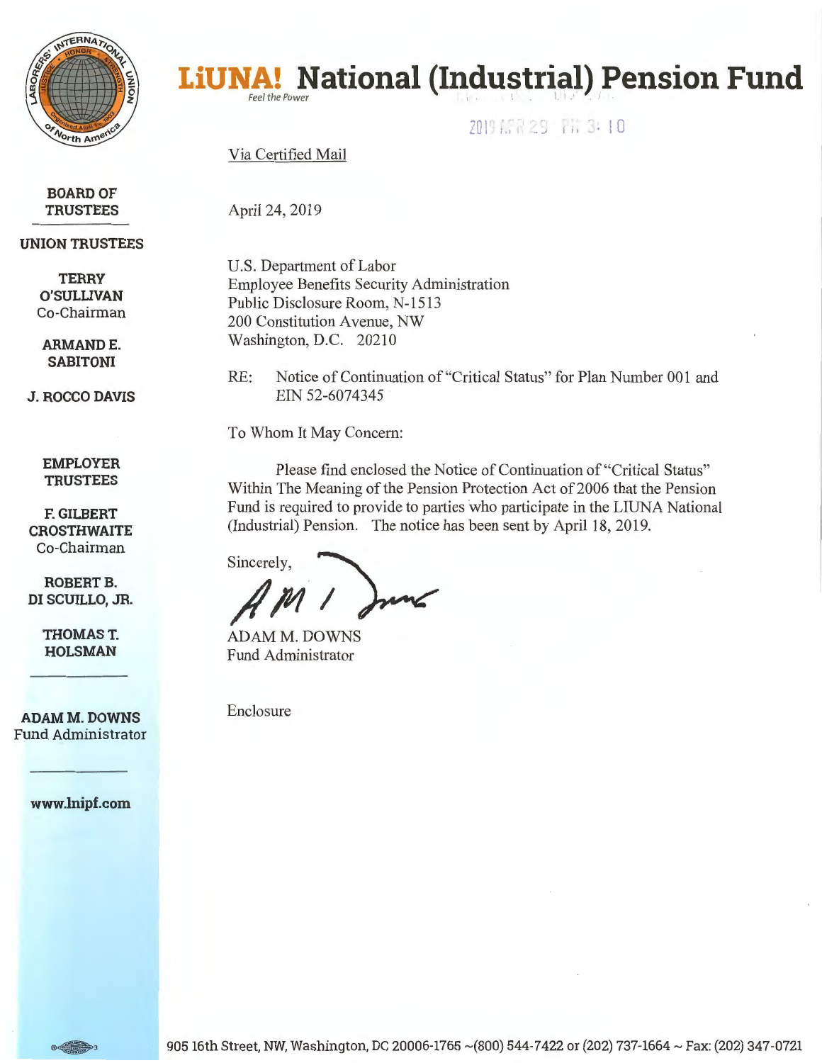# LiUNA! National (Industrial) Pension Fund

*Feel the Power*

2019 APR 29 PM 3:10

**BOARD OF TRUSTEES**

**UNION TRUSTEES**

**TERRY O'SULLIVAN**
Co-Chairman

**ARMAND E. SABITONI**

**J. ROCCO DAVIS**

**EMPLOYER TRUSTEES**

**F. GILBERT CROSTHWAITE**
Co-Chairman

**ROBERT B. DI SCUILLO, JR.**

**THOMAS T. HOLSMAN**

**ADAM M. DOWNS**
Fund Administrator

**www.lnipf.com**

Via Certified Mail

April 24, 2019

U.S. Department of Labor
Employee Benefits Security Administration
Public Disclosure Room, N-1513
200 Constitution Avenue, NW
Washington, D.C. 20210

RE: Notice of Continuation of "Critical Status" for Plan Number 001 and EIN 52-6074345

To Whom It May Concern:

Please find enclosed the Notice of Continuation of "Critical Status" Within The Meaning of the Pension Protection Act of 2006 that the Pension Fund is required to provide to parties who participate in the LIUNA National (Industrial) Pension. The notice has been sent by April 18, 2019.

Sincerely,

ADAM M. DOWNS
Fund Administrator

Enclosure

905 16th Street, NW, Washington, DC 20006-1765 ~(800) 544-7422 or (202) 737-1664 ~ Fax: (202) 347-0721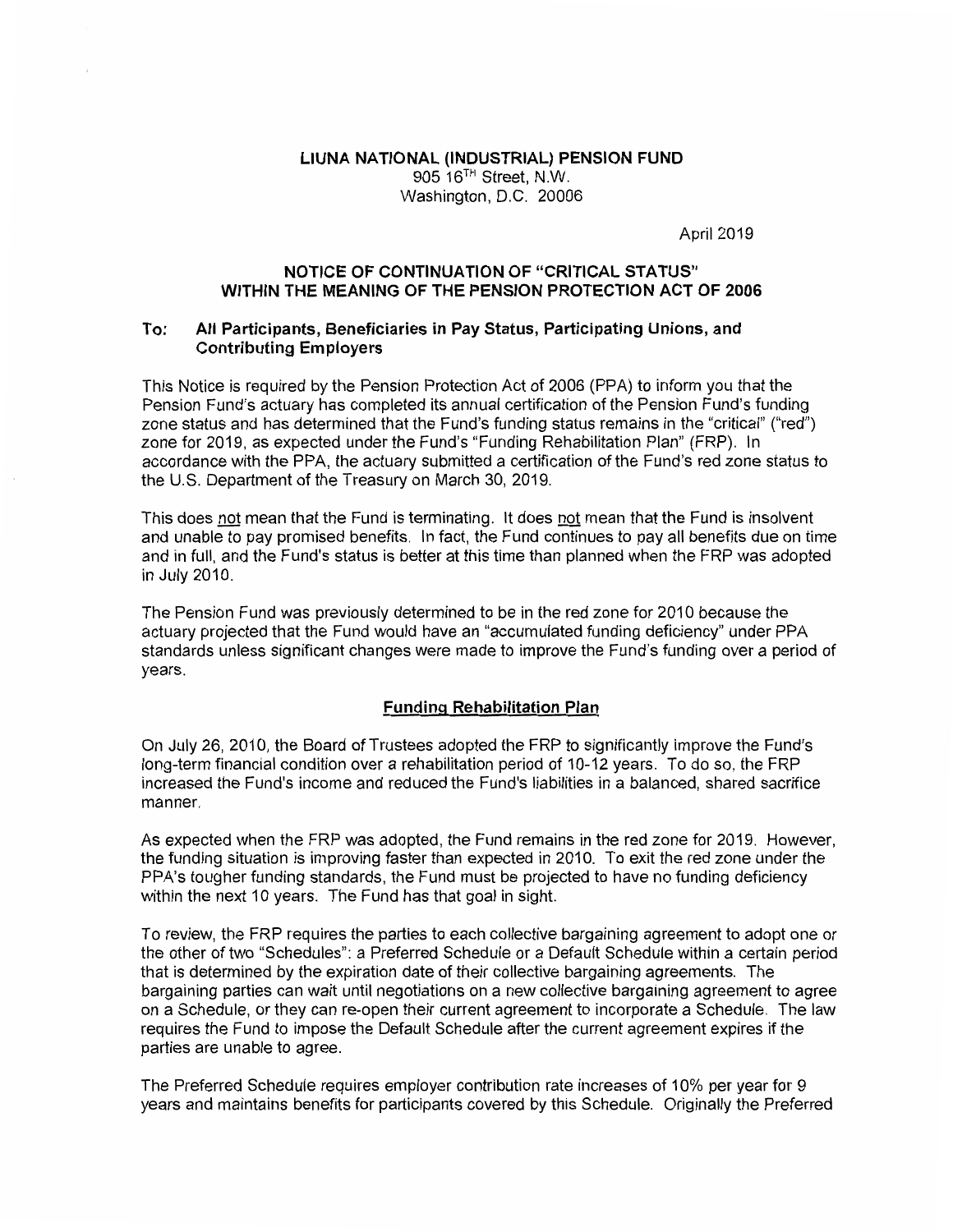**LIUNA NATIONAL (INDUSTRIAL) PENSION FUND**
905 16TH Street, N.W.
Washington, D.C. 20006

April 2019

## NOTICE OF CONTINUATION OF "CRITICAL STATUS" WITHIN THE MEANING OF THE PENSION PROTECTION ACT OF 2006

**To: All Participants, Beneficiaries in Pay Status, Participating Unions, and Contributing Employers**

This Notice is required by the Pension Protection Act of 2006 (PPA) to inform you that the Pension Fund's actuary has completed its annual certification of the Pension Fund's funding zone status and has determined that the Fund's funding status remains in the "critical" ("red") zone for 2019, as expected under the Fund's "Funding Rehabilitation Plan" (FRP). In accordance with the PPA, the actuary submitted a certification of the Fund's red zone status to the U.S. Department of the Treasury on March 30, 2019.

This does not mean that the Fund is terminating. It does not mean that the Fund is insolvent and unable to pay promised benefits. In fact, the Fund continues to pay all benefits due on time and in full, and the Fund's status is better at this time than planned when the FRP was adopted in July 2010.

The Pension Fund was previously determined to be in the red zone for 2010 because the actuary projected that the Fund would have an "accumulated funding deficiency" under PPA standards unless significant changes were made to improve the Fund's funding over a period of years.

### Funding Rehabilitation Plan

On July 26, 2010, the Board of Trustees adopted the FRP to significantly improve the Fund's long-term financial condition over a rehabilitation period of 10-12 years. To do so, the FRP increased the Fund's income and reduced the Fund's liabilities in a balanced, shared sacrifice manner.

As expected when the FRP was adopted, the Fund remains in the red zone for 2019. However, the funding situation is improving faster than expected in 2010. To exit the red zone under the PPA's tougher funding standards, the Fund must be projected to have no funding deficiency within the next 10 years. The Fund has that goal in sight.

To review, the FRP requires the parties to each collective bargaining agreement to adopt one or the other of two "Schedules": a Preferred Schedule or a Default Schedule within a certain period that is determined by the expiration date of their collective bargaining agreements. The bargaining parties can wait until negotiations on a new collective bargaining agreement to agree on a Schedule, or they can re-open their current agreement to incorporate a Schedule. The law requires the Fund to impose the Default Schedule after the current agreement expires if the parties are unable to agree.

The Preferred Schedule requires employer contribution rate increases of 10% per year for 9 years and maintains benefits for participants covered by this Schedule. Originally the Preferred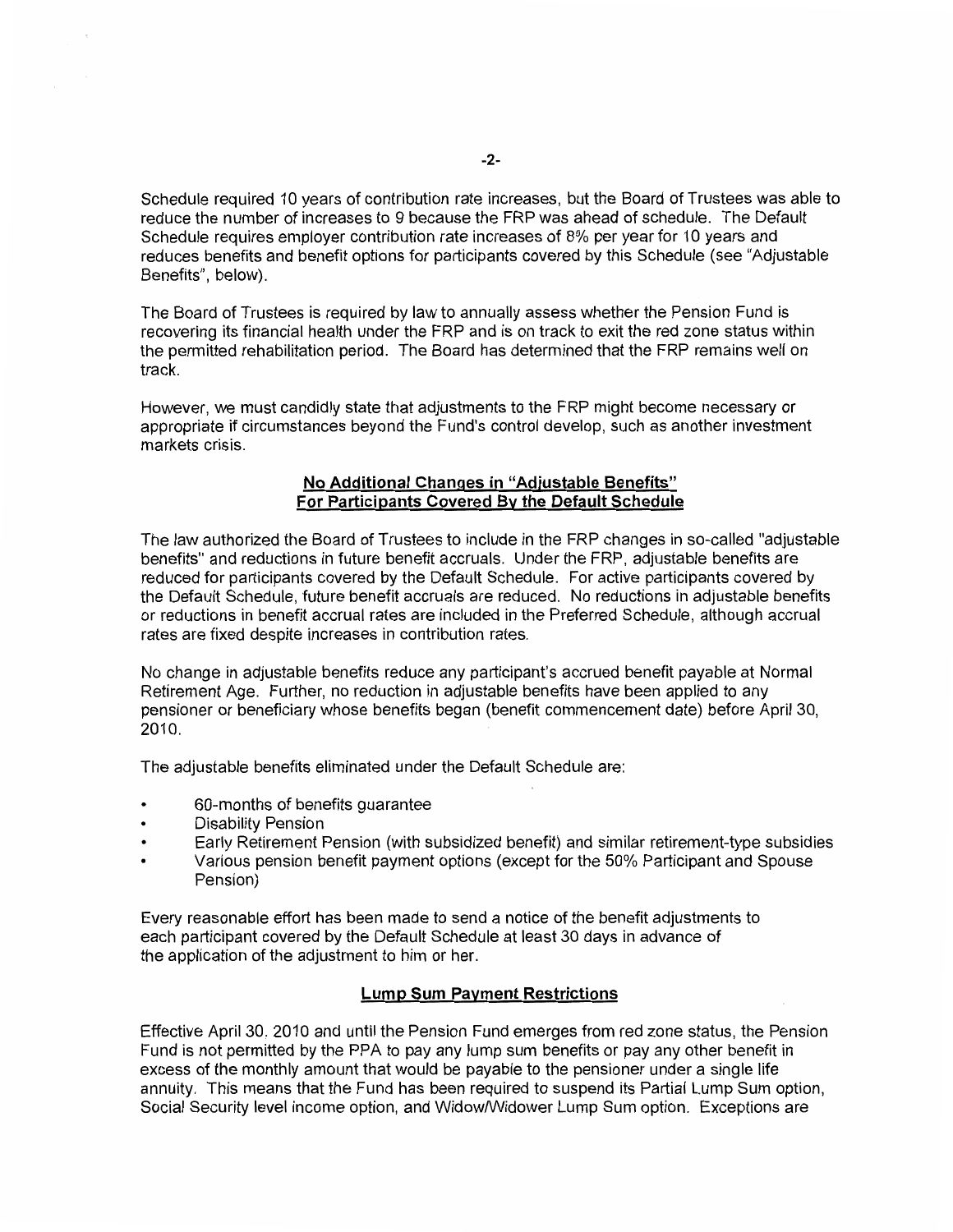Schedule required 10 years of contribution rate increases, but the Board of Trustees was able to reduce the number of increases to 9 because the FRP was ahead of schedule. The Default Schedule requires employer contribution rate increases of 8% per year for 10 years and reduces benefits and benefit options for participants covered by this Schedule (see "Adjustable Benefits", below).

The Board of Trustees is required by law to annually assess whether the Pension Fund is recovering its financial health under the FRP and is on track to exit the red zone status within the permitted rehabilitation period. The Board has determined that the FRP remains well on track.

However, we must candidly state that adjustments to the FRP might become necessary or appropriate if circumstances beyond the Fund's control develop, such as another investment markets crisis.

## No Additional Changes in "Adjustable Benefits" For Participants Covered By the Default Schedule

The law authorized the Board of Trustees to include in the FRP changes in so-called "adjustable benefits" and reductions in future benefit accruals. Under the FRP, adjustable benefits are reduced for participants covered by the Default Schedule. For active participants covered by the Default Schedule, future benefit accruals are reduced. No reductions in adjustable benefits or reductions in benefit accrual rates are included in the Preferred Schedule, although accrual rates are fixed despite increases in contribution rates.

No change in adjustable benefits reduce any participant's accrued benefit payable at Normal Retirement Age. Further, no reduction in adjustable benefits have been applied to any pensioner or beneficiary whose benefits began (benefit commencement date) before April 30, 2010.

The adjustable benefits eliminated under the Default Schedule are:

- 60-months of benefits guarantee
- Disability Pension
- Early Retirement Pension (with subsidized benefit) and similar retirement-type subsidies
- Various pension benefit payment options (except for the 50% Participant and Spouse Pension)

Every reasonable effort has been made to send a notice of the benefit adjustments to each participant covered by the Default Schedule at least 30 days in advance of the application of the adjustment to him or her.

## Lump Sum Payment Restrictions

Effective April 30. 2010 and until the Pension Fund emerges from red zone status, the Pension Fund is not permitted by the PPA to pay any lump sum benefits or pay any other benefit in excess of the monthly amount that would be payable to the pensioner under a single life annuity. This means that the Fund has been required to suspend its Partial Lump Sum option, Social Security level income option, and Widow/Widower Lump Sum option. Exceptions are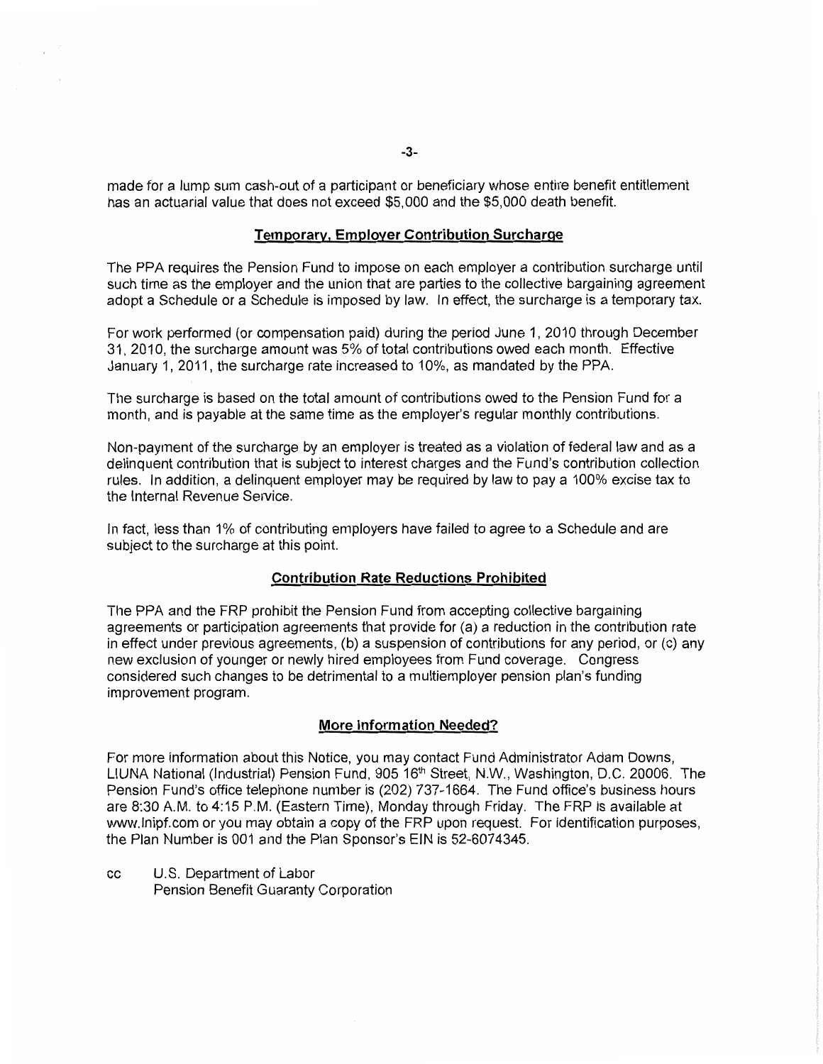made for a lump sum cash-out of a participant or beneficiary whose entire benefit entitlement has an actuarial value that does not exceed $5,000 and the $5,000 death benefit.

## Temporary, Employer Contribution Surcharge

The PPA requires the Pension Fund to impose on each employer a contribution surcharge until such time as the employer and the union that are parties to the collective bargaining agreement adopt a Schedule or a Schedule is imposed by law. In effect, the surcharge is a temporary tax.

For work performed (or compensation paid) during the period June 1, 2010 through December 31, 2010, the surcharge amount was 5% of total contributions owed each month. Effective January 1, 2011, the surcharge rate increased to 10%, as mandated by the PPA.

The surcharge is based on the total amount of contributions owed to the Pension Fund for a month, and is payable at the same time as the employer's regular monthly contributions.

Non-payment of the surcharge by an employer is treated as a violation of federal law and as a delinquent contribution that is subject to interest charges and the Fund's contribution collection rules. In addition, a delinquent employer may be required by law to pay a 100% excise tax to the Internal Revenue Service.

In fact, less than 1% of contributing employers have failed to agree to a Schedule and are subject to the surcharge at this point.

## Contribution Rate Reductions Prohibited

The PPA and the FRP prohibit the Pension Fund from accepting collective bargaining agreements or participation agreements that provide for (a) a reduction in the contribution rate in effect under previous agreements, (b) a suspension of contributions for any period, or (c) any new exclusion of younger or newly hired employees from Fund coverage. Congress considered such changes to be detrimental to a multiemployer pension plan's funding improvement program.

## More Information Needed?

For more information about this Notice, you may contact Fund Administrator Adam Downs, LIUNA National (Industrial) Pension Fund, 905 16th Street, N.W., Washington, D.C. 20006. The Pension Fund's office telephone number is (202) 737-1664. The Fund office's business hours are 8:30 A.M. to 4:15 P.M. (Eastern Time), Monday through Friday. The FRP is available at www.lnipf.com or you may obtain a copy of the FRP upon request. For identification purposes, the Plan Number is 001 and the Plan Sponsor's EIN is 52-6074345.

cc U.S. Department of Labor
Pension Benefit Guaranty Corporation